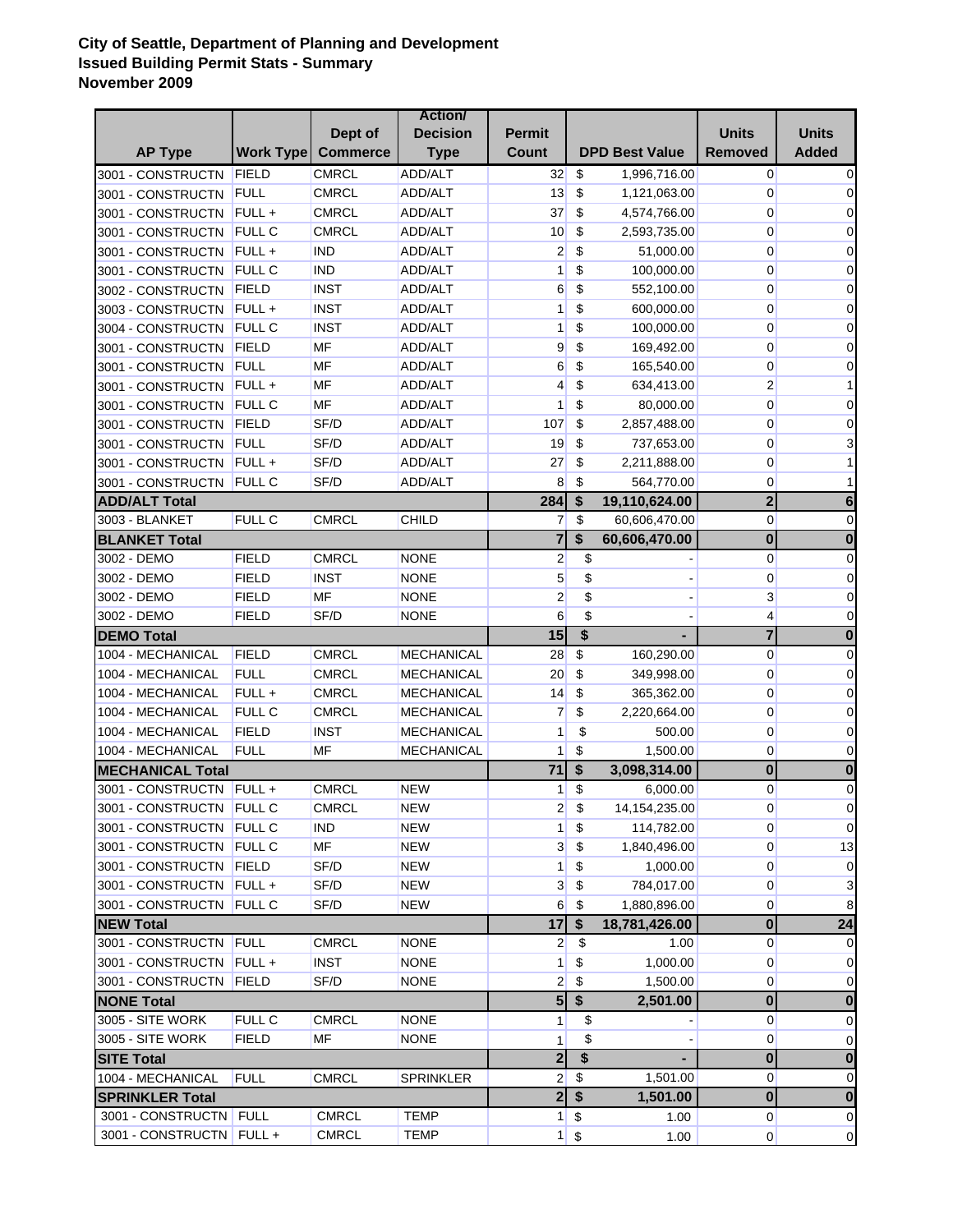**City of Seattle, Department of Planning and Development**
**Issued Building Permit Stats - Summary**
**November 2009**

| AP Type | Work Type | Dept of Commerce | Action/ Decision Type | Permit Count | DPD Best Value | Units Removed | Units Added |
|---|---|---|---|---|---|---|---|
| 3001 - CONSTRUCTN | FIELD | CMRCL | ADD/ALT | 32 | $ 1,996,716.00 | 0 | 0 |
| 3001 - CONSTRUCTN | FULL | CMRCL | ADD/ALT | 13 | $ 1,121,063.00 | 0 | 0 |
| 3001 - CONSTRUCTN | FULL + | CMRCL | ADD/ALT | 37 | $ 4,574,766.00 | 0 | 0 |
| 3001 - CONSTRUCTN | FULL C | CMRCL | ADD/ALT | 10 | $ 2,593,735.00 | 0 | 0 |
| 3001 - CONSTRUCTN | FULL + | IND | ADD/ALT | 2 | $ 51,000.00 | 0 | 0 |
| 3001 - CONSTRUCTN | FULL C | IND | ADD/ALT | 1 | $ 100,000.00 | 0 | 0 |
| 3002 - CONSTRUCTN | FIELD | INST | ADD/ALT | 6 | $ 552,100.00 | 0 | 0 |
| 3003 - CONSTRUCTN | FULL + | INST | ADD/ALT | 1 | $ 600,000.00 | 0 | 0 |
| 3004 - CONSTRUCTN | FULL C | INST | ADD/ALT | 1 | $ 100,000.00 | 0 | 0 |
| 3001 - CONSTRUCTN | FIELD | MF | ADD/ALT | 9 | $ 169,492.00 | 0 | 0 |
| 3001 - CONSTRUCTN | FULL | MF | ADD/ALT | 6 | $ 165,540.00 | 0 | 0 |
| 3001 - CONSTRUCTN | FULL + | MF | ADD/ALT | 4 | $ 634,413.00 | 2 | 1 |
| 3001 - CONSTRUCTN | FULL C | MF | ADD/ALT | 1 | $ 80,000.00 | 0 | 0 |
| 3001 - CONSTRUCTN | FIELD | SF/D | ADD/ALT | 107 | $ 2,857,488.00 | 0 | 0 |
| 3001 - CONSTRUCTN | FULL | SF/D | ADD/ALT | 19 | $ 737,653.00 | 0 | 3 |
| 3001 - CONSTRUCTN | FULL + | SF/D | ADD/ALT | 27 | $ 2,211,888.00 | 0 | 1 |
| 3001 - CONSTRUCTN | FULL C | SF/D | ADD/ALT | 8 | $ 564,770.00 | 0 | 1 |
| **ADD/ALT Total** | | | | **284** | **$ 19,110,624.00** | **2** | **6** |
| 3003 - BLANKET | FULL C | CMRCL | CHILD | 7 | $ 60,606,470.00 | 0 | 0 |
| **BLANKET Total** | | | | **7** | **$ 60,606,470.00** | **0** | **0** |
| 3002 - DEMO | FIELD | CMRCL | NONE | 2 | $ - | 0 | 0 |
| 3002 - DEMO | FIELD | INST | NONE | 5 | $ - | 0 | 0 |
| 3002 - DEMO | FIELD | MF | NONE | 2 | $ - | 3 | 0 |
| 3002 - DEMO | FIELD | SF/D | NONE | 6 | $ - | 4 | 0 |
| **DEMO Total** | | | | **15** | **$ -** | **7** | **0** |
| 1004 - MECHANICAL | FIELD | CMRCL | MECHANICAL | 28 | $ 160,290.00 | 0 | 0 |
| 1004 - MECHANICAL | FULL | CMRCL | MECHANICAL | 20 | $ 349,998.00 | 0 | 0 |
| 1004 - MECHANICAL | FULL + | CMRCL | MECHANICAL | 14 | $ 365,362.00 | 0 | 0 |
| 1004 - MECHANICAL | FULL C | CMRCL | MECHANICAL | 7 | $ 2,220,664.00 | 0 | 0 |
| 1004 - MECHANICAL | FIELD | INST | MECHANICAL | 1 | $ 500.00 | 0 | 0 |
| 1004 - MECHANICAL | FULL | MF | MECHANICAL | 1 | $ 1,500.00 | 0 | 0 |
| **MECHANICAL Total** | | | | **71** | **$ 3,098,314.00** | **0** | **0** |
| 3001 - CONSTRUCTN | FULL + | CMRCL | NEW | 1 | $ 6,000.00 | 0 | 0 |
| 3001 - CONSTRUCTN | FULL C | CMRCL | NEW | 2 | $ 14,154,235.00 | 0 | 0 |
| 3001 - CONSTRUCTN | FULL C | IND | NEW | 1 | $ 114,782.00 | 0 | 0 |
| 3001 - CONSTRUCTN | FULL C | MF | NEW | 3 | $ 1,840,496.00 | 0 | 13 |
| 3001 - CONSTRUCTN | FIELD | SF/D | NEW | 1 | $ 1,000.00 | 0 | 0 |
| 3001 - CONSTRUCTN | FULL + | SF/D | NEW | 3 | $ 784,017.00 | 0 | 3 |
| 3001 - CONSTRUCTN | FULL C | SF/D | NEW | 6 | $ 1,880,896.00 | 0 | 8 |
| **NEW Total** | | | | **17** | **$ 18,781,426.00** | **0** | **24** |
| 3001 - CONSTRUCTN | FULL | CMRCL | NONE | 2 | $ 1.00 | 0 | 0 |
| 3001 - CONSTRUCTN | FULL + | INST | NONE | 1 | $ 1,000.00 | 0 | 0 |
| 3001 - CONSTRUCTN | FIELD | SF/D | NONE | 2 | $ 1,500.00 | 0 | 0 |
| **NONE Total** | | | | **5** | **$ 2,501.00** | **0** | **0** |
| 3005 - SITE WORK | FULL C | CMRCL | NONE | 1 | $ - | 0 | 0 |
| 3005 - SITE WORK | FIELD | MF | NONE | 1 | $ - | 0 | 0 |
| **SITE Total** | | | | **2** | **$ -** | **0** | **0** |
| 1004 - MECHANICAL | FULL | CMRCL | SPRINKLER | 2 | $ 1,501.00 | 0 | 0 |
| **SPRINKLER Total** | | | | **2** | **$ 1,501.00** | **0** | **0** |
| 3001 - CONSTRUCTN | FULL | CMRCL | TEMP | 1 | $ 1.00 | 0 | 0 |
| 3001 - CONSTRUCTN | FULL + | CMRCL | TEMP | 1 | $ 1.00 | 0 | 0 |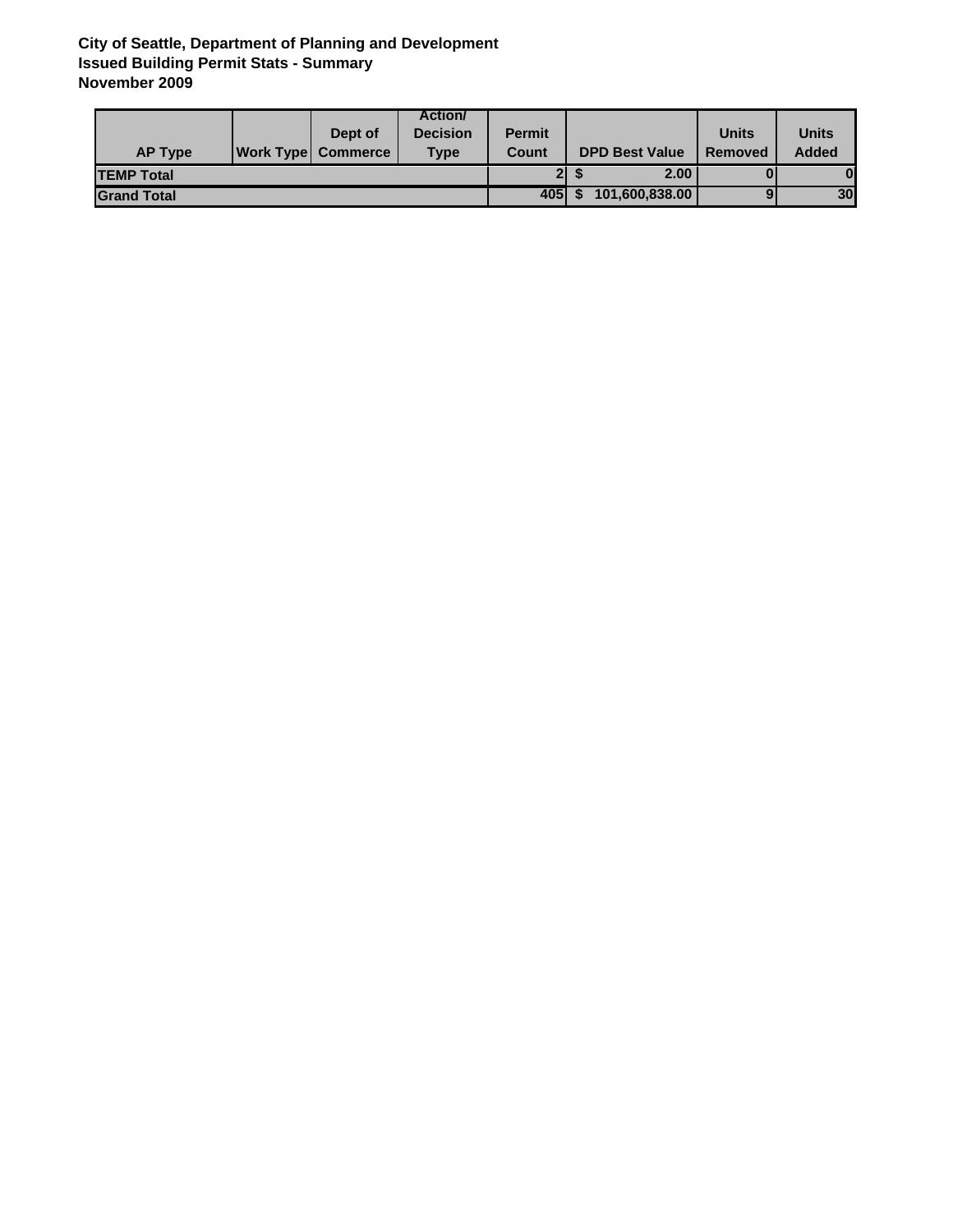**City of Seattle, Department of Planning and Development**
**Issued Building Permit Stats - Summary**
**November 2009**

| AP Type | Work Type | Dept of Commerce | Action/ Decision Type | Permit Count | DPD Best Value | Units Removed | Units Added |
|---|---|---|---|---|---|---|---|
| **TEMP Total** | | | | 2 | $ 2.00 | 0 | 0 |
| **Grand Total** | | | | 405 | $ 101,600,838.00 | 9 | 30 |